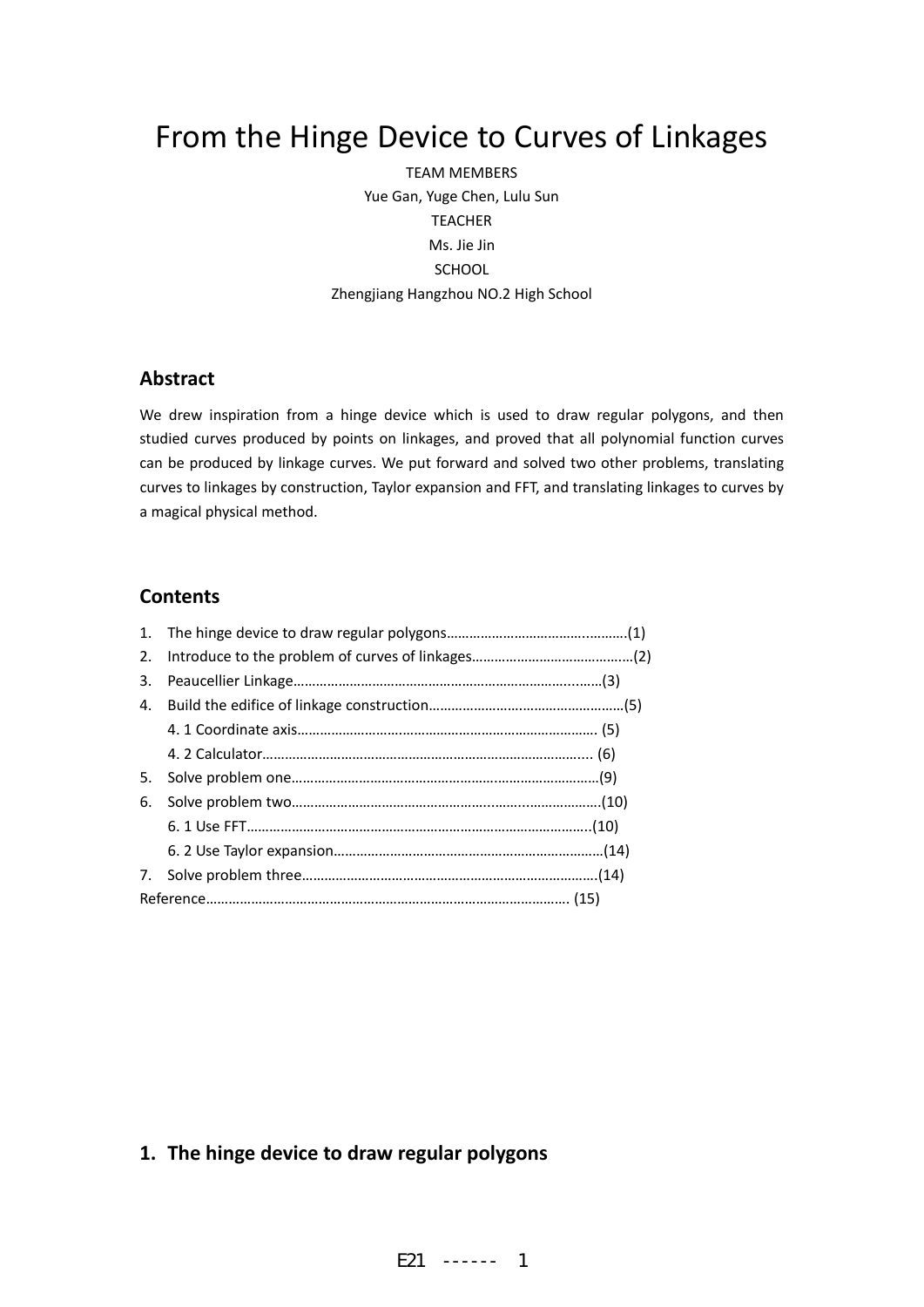# From the Hinge Device to Curves of Linkages

TEAM MEMBERS

Yue Gan, Yuge Chen, Lulu Sun

TEACHER

Ms. Jie Jin

SCHOOL

Zhengjiang Hangzhou NO.2 High School

## Abstract

We drew inspiration from a hinge device which is used to draw regular polygons, and then studied curves produced by points on linkages, and proved that all polynomial function curves can be produced by linkage curves. We put forward and solved two other problems, translating curves to linkages by construction, Taylor expansion and FFT, and translating linkages to curves by a magical physical method.

## Contents

1. The hinge device to draw regular polygons……………………………..………(1)
2. Introduce to the problem of curves of linkages……………………………..….(2)
3. Peaucellier Linkage……………………………………………………………..……(3)
4. Build the edifice of linkage construction……………………………………………(5)
   - 4. 1 Coordinate axis……………………………………………………………… (5)
   - 4. 2 Calculator……………………………………………………………………... (6)
5. Solve problem one………………………………………………………………………(9)
6. Solve problem two…………………………………………..……..…………………(10)
   - 6. 1 Use FFT…………………………………………………………………………..(10)
   - 6. 2 Use Taylor expansion…………………………………………………………(14)
7. Solve problem three………………………………………………………………….(14)

Reference………………………………………………………………………………… (15)

## 1. The hinge device to draw regular polygons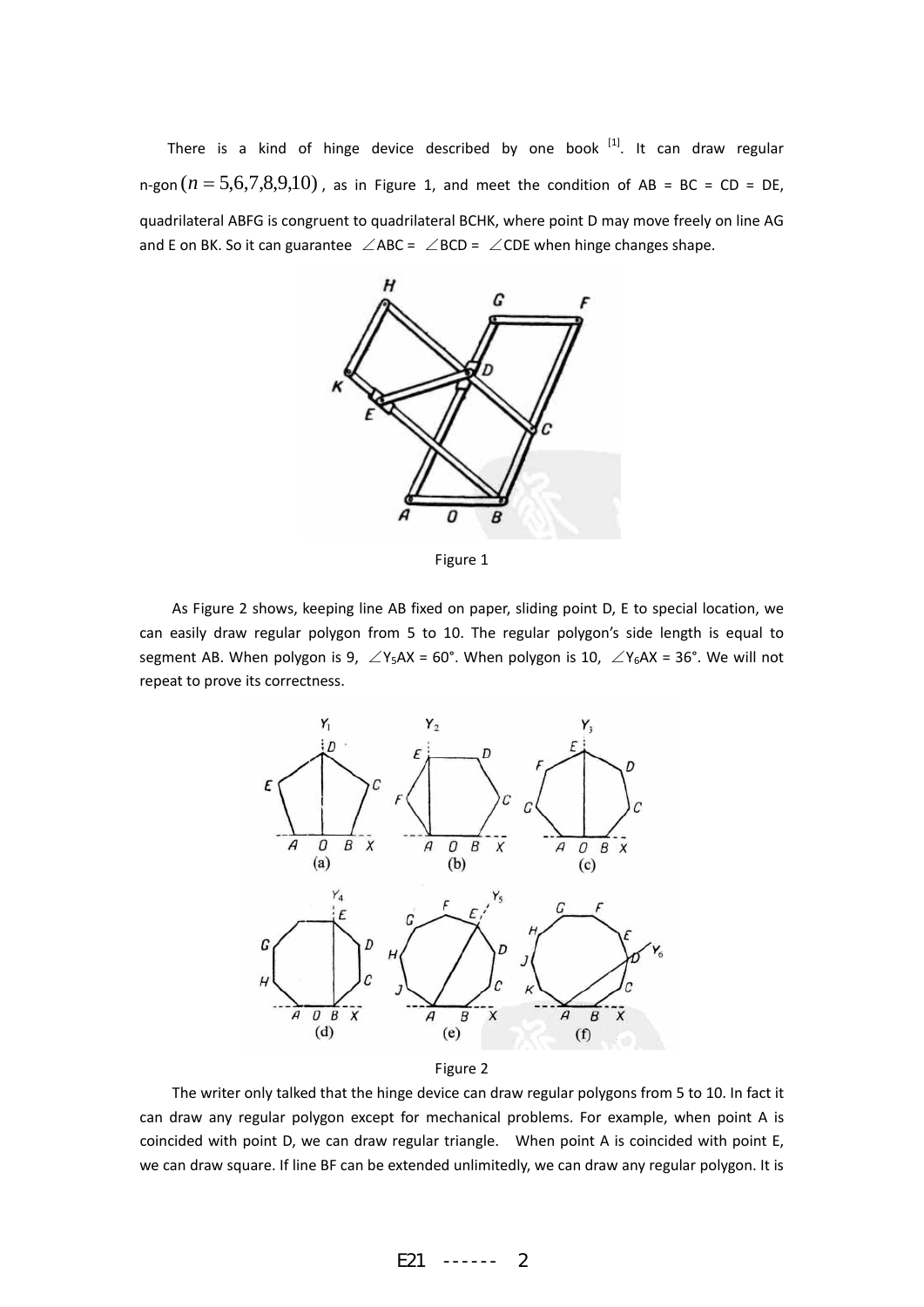There is a kind of hinge device described by one book [1]. It can draw regular n-gon $(n = 5,6,7,8,9,10)$, as in Figure 1, and meet the condition of AB = BC = CD = DE, quadrilateral ABFG is congruent to quadrilateral BCHK, where point D may move freely on line AG and E on BK. So it can guarantee $\angle ABC = \angle BCD = \angle CDE$ when hinge changes shape.

Figure 1

As Figure 2 shows, keeping line AB fixed on paper, sliding point D, E to special location, we can easily draw regular polygon from 5 to 10. The regular polygon's side length is equal to segment AB. When polygon is 9, $\angle Y_5AX = 60°$. When polygon is 10, $\angle Y_6AX = 36°$. We will not repeat to prove its correctness.

Figure 2

The writer only talked that the hinge device can draw regular polygons from 5 to 10. In fact it can draw any regular polygon except for mechanical problems. For example, when point A is coincided with point D, we can draw regular triangle. When point A is coincided with point E, we can draw square. If line BF can be extended unlimitedly, we can draw any regular polygon. It is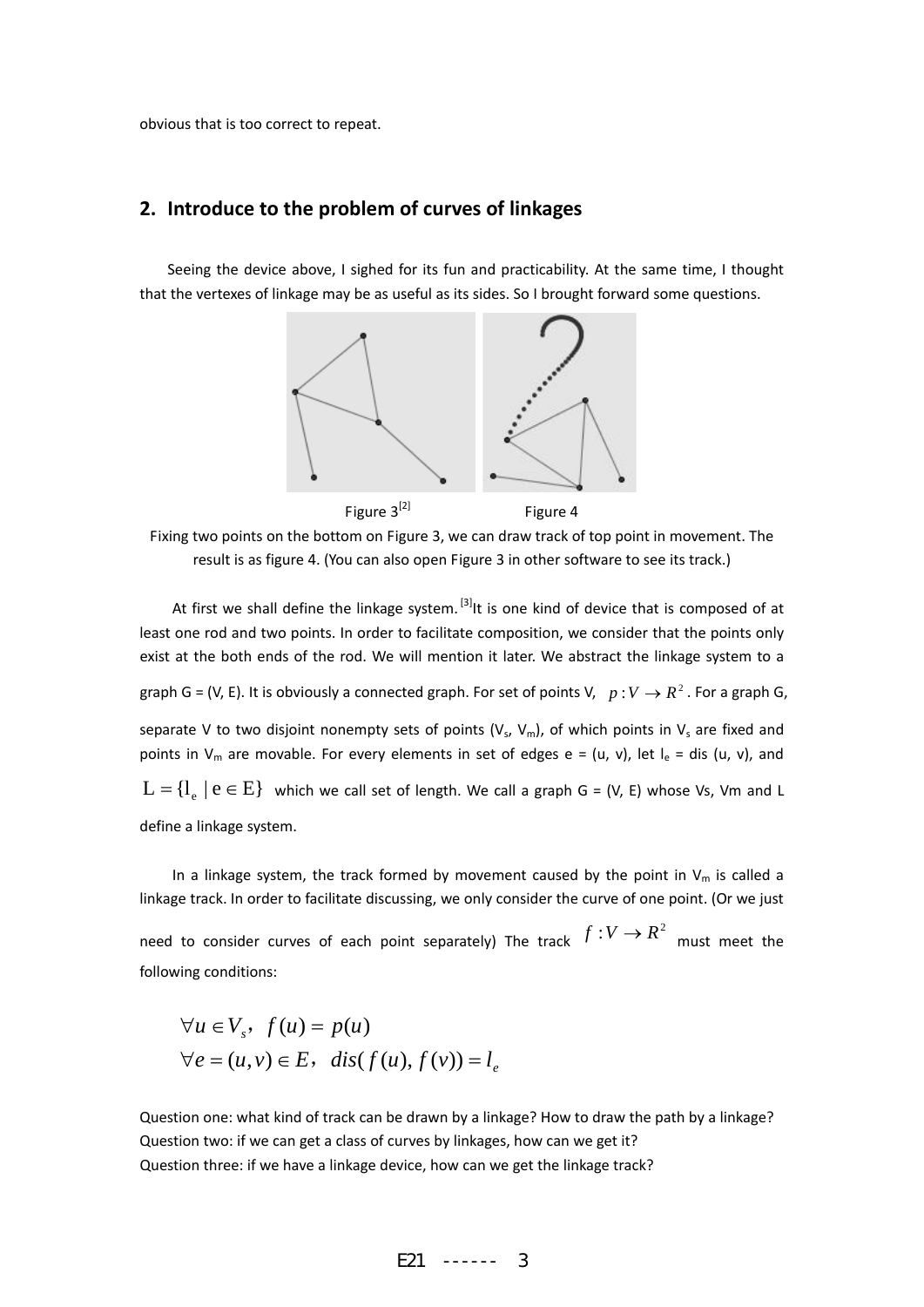obvious that is too correct to repeat.

## 2. Introduce to the problem of curves of linkages

Seeing the device above, I sighed for its fun and practicability. At the same time, I thought that the vertexes of linkage may be as useful as its sides. So I brought forward some questions.

Figure 3[2] Figure 4

Fixing two points on the bottom on Figure 3, we can draw track of top point in movement. The result is as figure 4. (You can also open Figure 3 in other software to see its track.)

At first we shall define the linkage system.[3] It is one kind of device that is composed of at least one rod and two points. In order to facilitate composition, we consider that the points only exist at the both ends of the rod. We will mention it later. We abstract the linkage system to a graph G = (V, E). It is obviously a connected graph. For set of points V, $p: V \to R^2$. For a graph G, separate V to two disjoint nonempty sets of points ($V_s$, $V_m$), of which points in $V_s$ are fixed and points in $V_m$ are movable. For every elements in set of edges e = (u, v), let $l_e$ = dis (u, v), and $L = \{l_e \mid e \in E\}$ which we call set of length. We call a graph G = (V, E) whose Vs, Vm and L define a linkage system.

In a linkage system, the track formed by movement caused by the point in $V_m$ is called a linkage track. In order to facilitate discussing, we only consider the curve of one point. (Or we just need to consider curves of each point separately) The track $f: V \to R^2$ must meet the following conditions:

$$
\begin{aligned}
&\forall u \in V_s,\ \ f(u) = p(u) \\
&\forall e = (u,v) \in E,\ \ dis(f(u), f(v)) = l_e
\end{aligned}
$$

Question one: what kind of track can be drawn by a linkage? How to draw the path by a linkage?
Question two: if we can get a class of curves by linkages, how can we get it?
Question three: if we have a linkage device, how can we get the linkage track?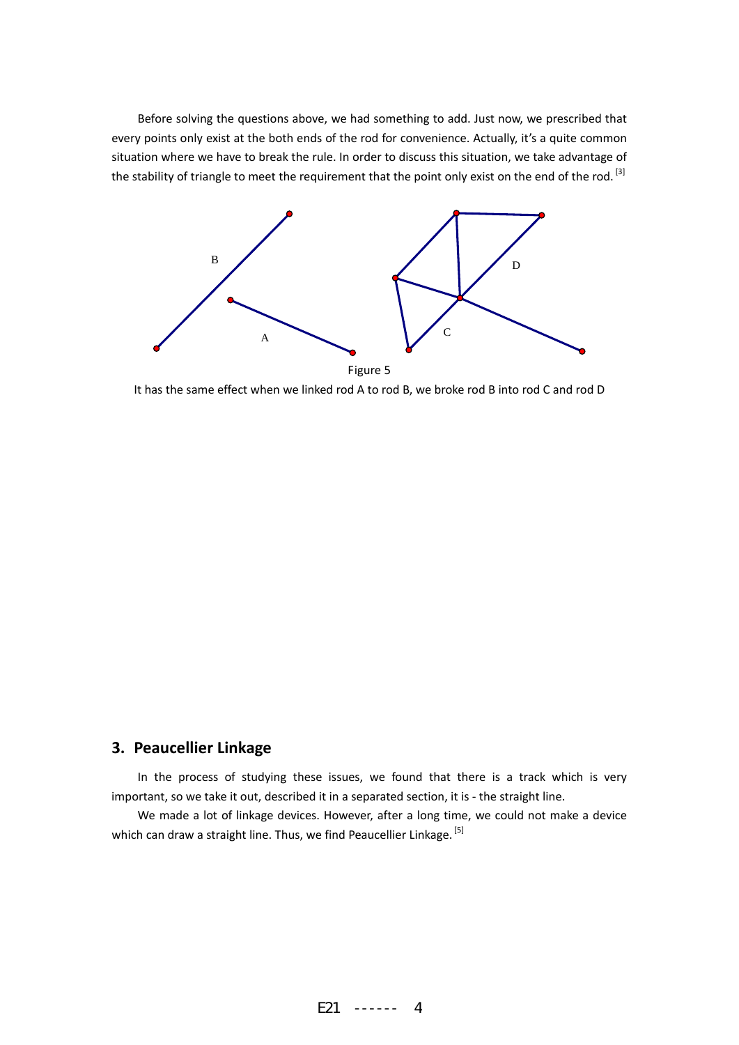Before solving the questions above, we had something to add. Just now, we prescribed that every points only exist at the both ends of the rod for convenience. Actually, it's a quite common situation where we have to break the rule. In order to discuss this situation, we take advantage of the stability of triangle to meet the requirement that the point only exist on the end of the rod. [3]

Figure 5

It has the same effect when we linked rod A to rod B, we broke rod B into rod C and rod D

## 3. Peaucellier Linkage

In the process of studying these issues, we found that there is a track which is very important, so we take it out, described it in a separated section, it is - the straight line.

We made a lot of linkage devices. However, after a long time, we could not make a device which can draw a straight line. Thus, we find Peaucellier Linkage. [5]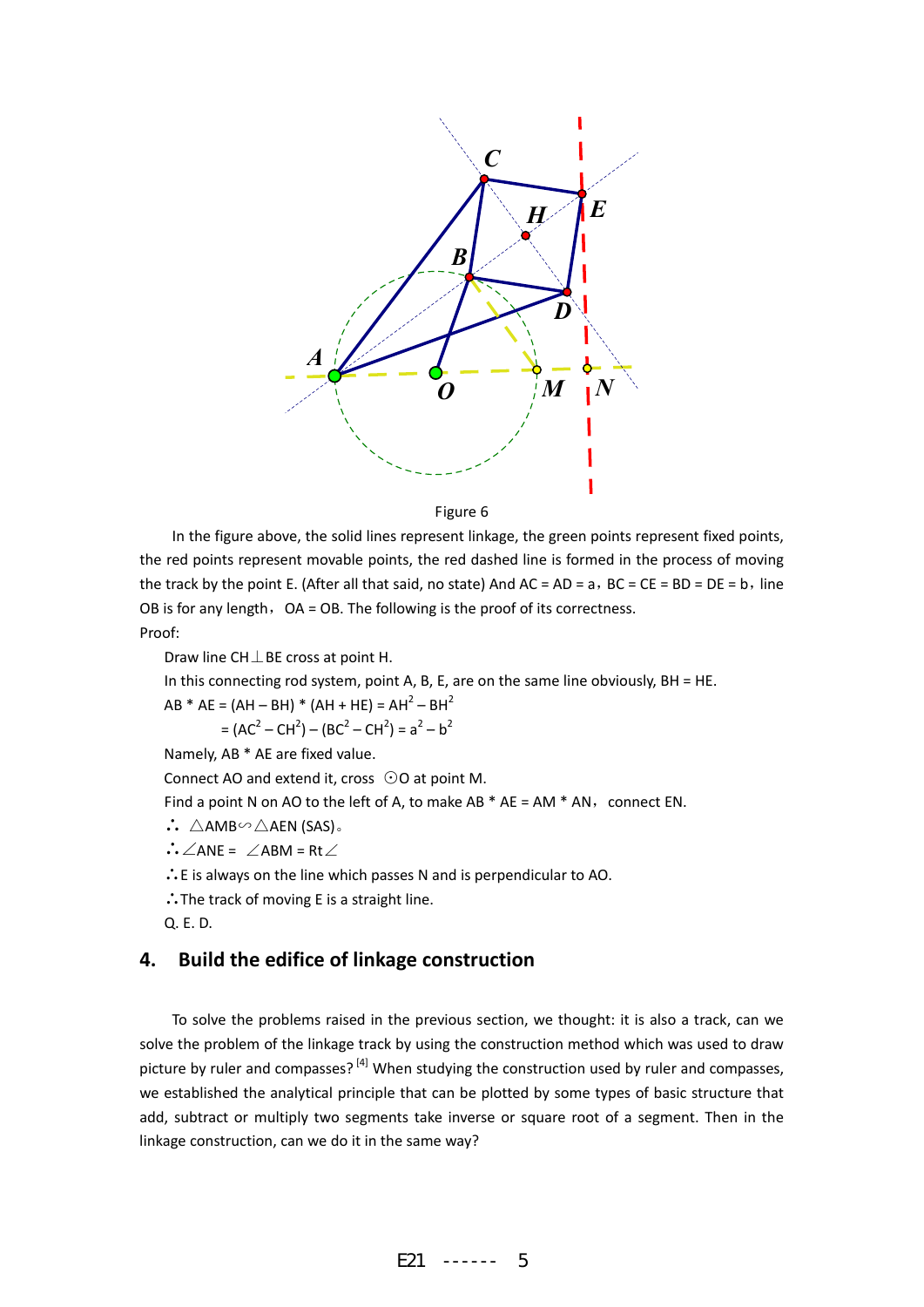Figure 6

In the figure above, the solid lines represent linkage, the green points represent fixed points, the red points represent movable points, the red dashed line is formed in the process of moving the track by the point E. (After all that said, no state) And AC = AD = a，BC = CE = BD = DE = b，line OB is for any length， OA = OB. The following is the proof of its correctness.

Proof:

Draw line CH⊥BE cross at point H.

In this connecting rod system, point A, B, E, are on the same line obviously, BH = HE.

$AB * AE = (AH – BH) * (AH + HE) = AH^2 – BH^2$

$= (AC^2 – CH^2) – (BC^2 – CH^2) = a^2 – b^2$

Namely, AB * AE are fixed value.

Connect AO and extend it, cross ⊙O at point M.

Find a point N on AO to the left of A, to make AB * AE = AM * AN， connect EN.

∴ △AMB∽△AEN (SAS)。

∴∠ANE = ∠ABM = Rt∠

∴E is always on the line which passes N and is perpendicular to AO.

∴The track of moving E is a straight line.

Q. E. D.

## 4. Build the edifice of linkage construction

To solve the problems raised in the previous section, we thought: it is also a track, can we solve the problem of the linkage track by using the construction method which was used to draw picture by ruler and compasses? [4] When studying the construction used by ruler and compasses, we established the analytical principle that can be plotted by some types of basic structure that add, subtract or multiply two segments take inverse or square root of a segment. Then in the linkage construction, can we do it in the same way?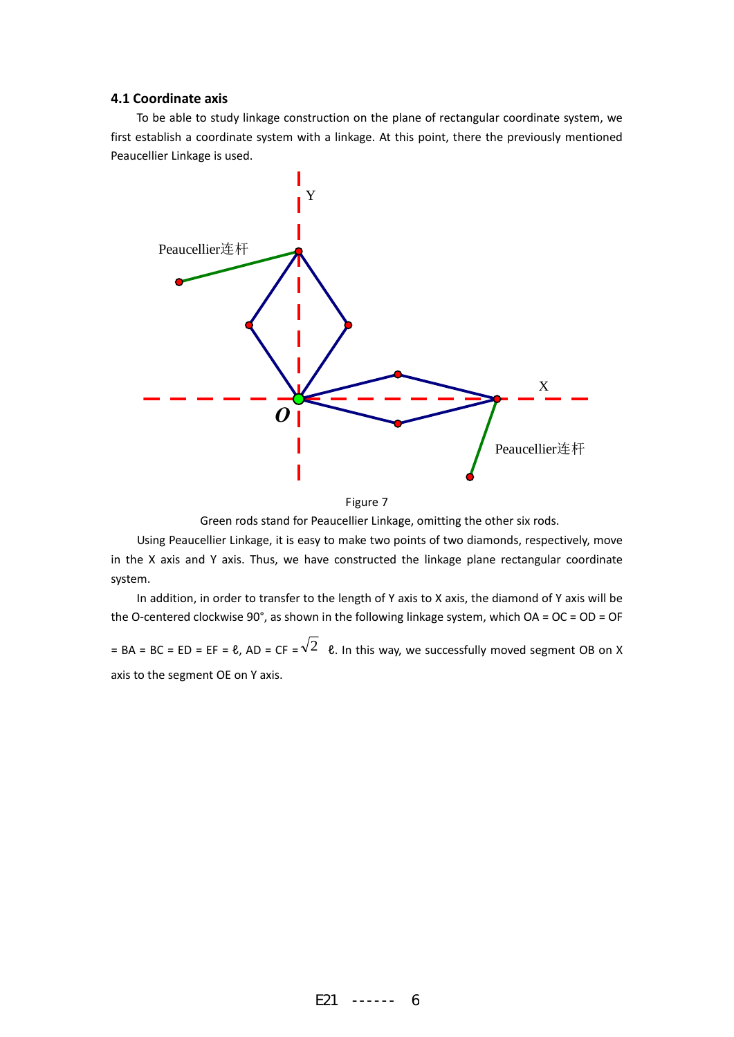### 4.1 Coordinate axis

To be able to study linkage construction on the plane of rectangular coordinate system, we first establish a coordinate system with a linkage. At this point, there the previously mentioned Peaucellier Linkage is used.

Figure 7

Green rods stand for Peaucellier Linkage, omitting the other six rods.

Using Peaucellier Linkage, it is easy to make two points of two diamonds, respectively, move in the X axis and Y axis. Thus, we have constructed the linkage plane rectangular coordinate system.

In addition, in order to transfer to the length of Y axis to X axis, the diamond of Y axis will be the O-centered clockwise 90°, as shown in the following linkage system, which OA = OC = OD = OF = BA = BC = ED = EF = ℓ, AD = CF = $\sqrt{2}$ ℓ. In this way, we successfully moved segment OB on X axis to the segment OE on Y axis.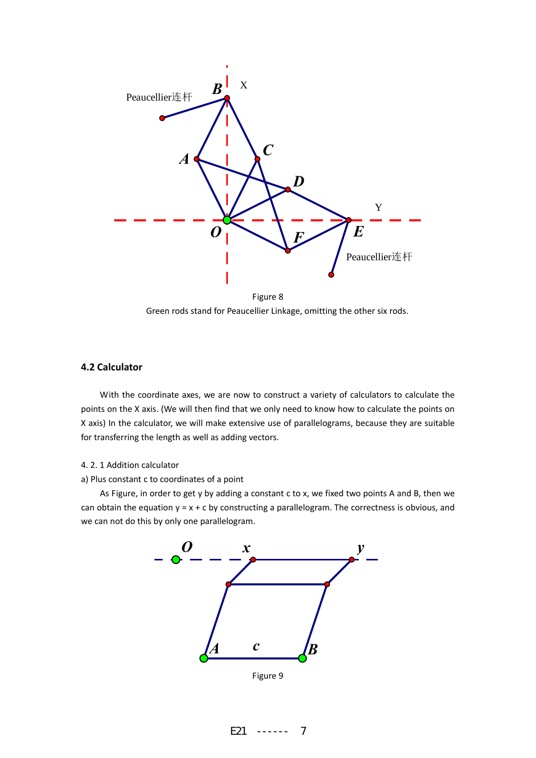Figure 8

Green rods stand for Peaucellier Linkage, omitting the other six rods.

### 4.2 Calculator

With the coordinate axes, we are now to construct a variety of calculators to calculate the points on the X axis. (We will then find that we only need to know how to calculate the points on X axis) In the calculator, we will make extensive use of parallelograms, because they are suitable for transferring the length as well as adding vectors.

4. 2. 1 Addition calculator

a) Plus constant c to coordinates of a point

As Figure, in order to get y by adding a constant c to x, we fixed two points A and B, then we can obtain the equation y = x + c by constructing a parallelogram. The correctness is obvious, and we can not do this by only one parallelogram.

Figure 9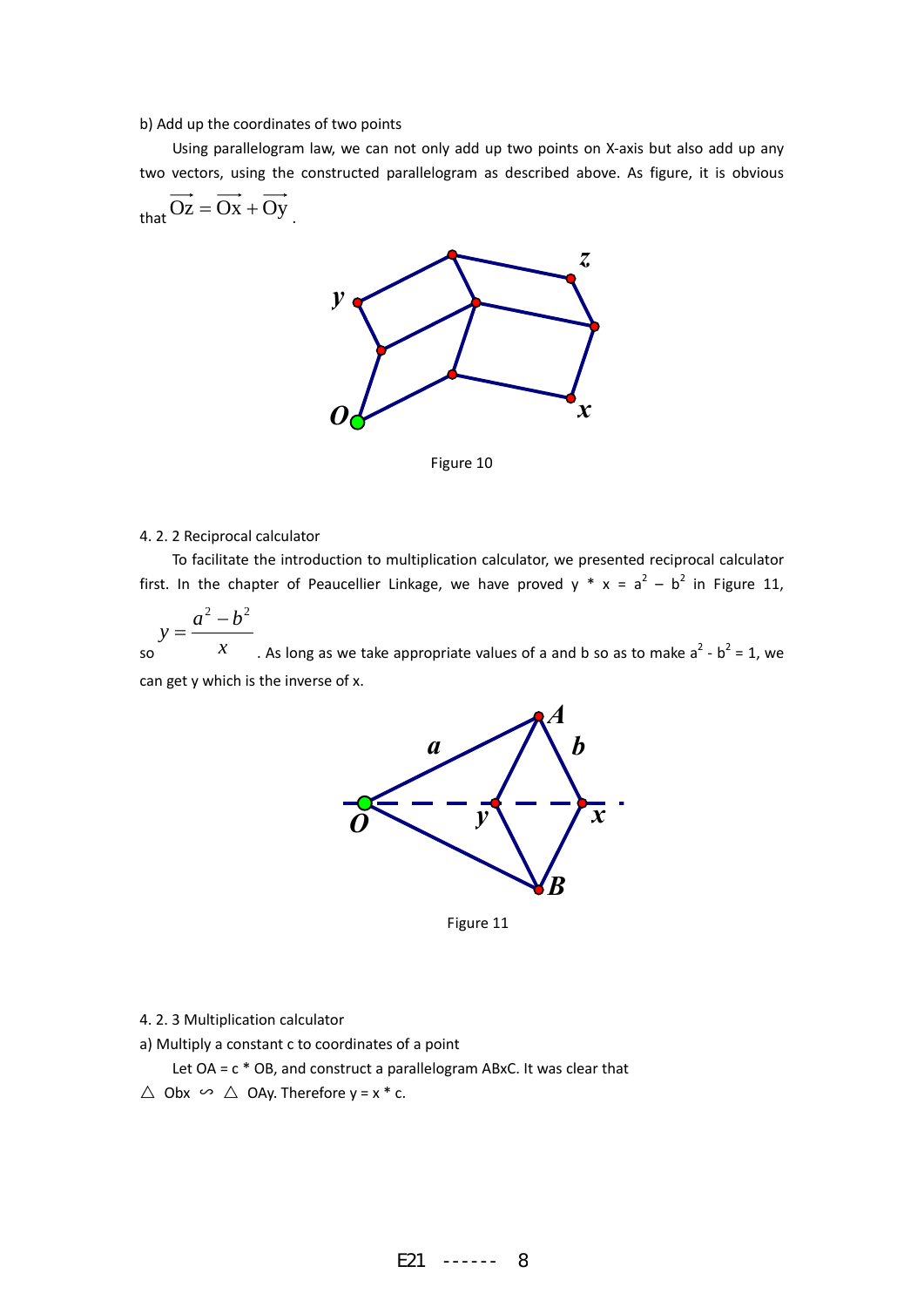b) Add up the coordinates of two points

Using parallelogram law, we can not only add up two points on X-axis but also add up any two vectors, using the constructed parallelogram as described above. As figure, it is obvious that $\overrightarrow{Oz} = \overrightarrow{Ox} + \overrightarrow{Oy}$.

Figure 10

4. 2. 2 Reciprocal calculator

To facilitate the introduction to multiplication calculator, we presented reciprocal calculator first. In the chapter of Peaucellier Linkage, we have proved y * x = $a^2 - b^2$ in Figure 11, so $y = \frac{a^2 - b^2}{x}$. As long as we take appropriate values of a and b so as to make $a^2 - b^2 = 1$, we can get y which is the inverse of x.

Figure 11

4. 2. 3 Multiplication calculator

a) Multiply a constant c to coordinates of a point

Let OA = c * OB, and construct a parallelogram ABxC. It was clear that $\triangle$ Obx $\backsim$ $\triangle$ OAy. Therefore y = x * c.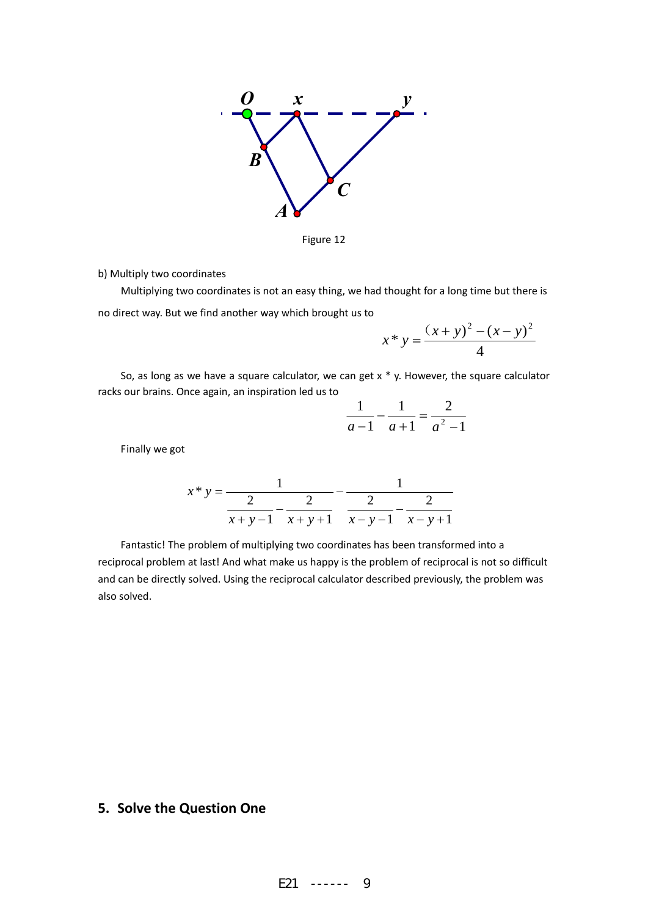Figure 12

b) Multiply two coordinates

Multiplying two coordinates is not an easy thing, we had thought for a long time but there is no direct way. But we find another way which brought us to

$$x * y = \frac{(x+y)^2 - (x-y)^2}{4}$$

So, as long as we have a square calculator, we can get x * y. However, the square calculator racks our brains. Once again, an inspiration led us to

$$\frac{1}{a-1} - \frac{1}{a+1} = \frac{2}{a^2-1}$$

Finally we got

$$x * y = \frac{1}{\frac{2}{x+y-1} - \frac{2}{x+y+1}} - \frac{1}{\frac{2}{x-y-1} - \frac{2}{x-y+1}}$$

Fantastic! The problem of multiplying two coordinates has been transformed into a reciprocal problem at last! And what make us happy is the problem of reciprocal is not so difficult and can be directly solved. Using the reciprocal calculator described previously, the problem was also solved.

## 5. Solve the Question One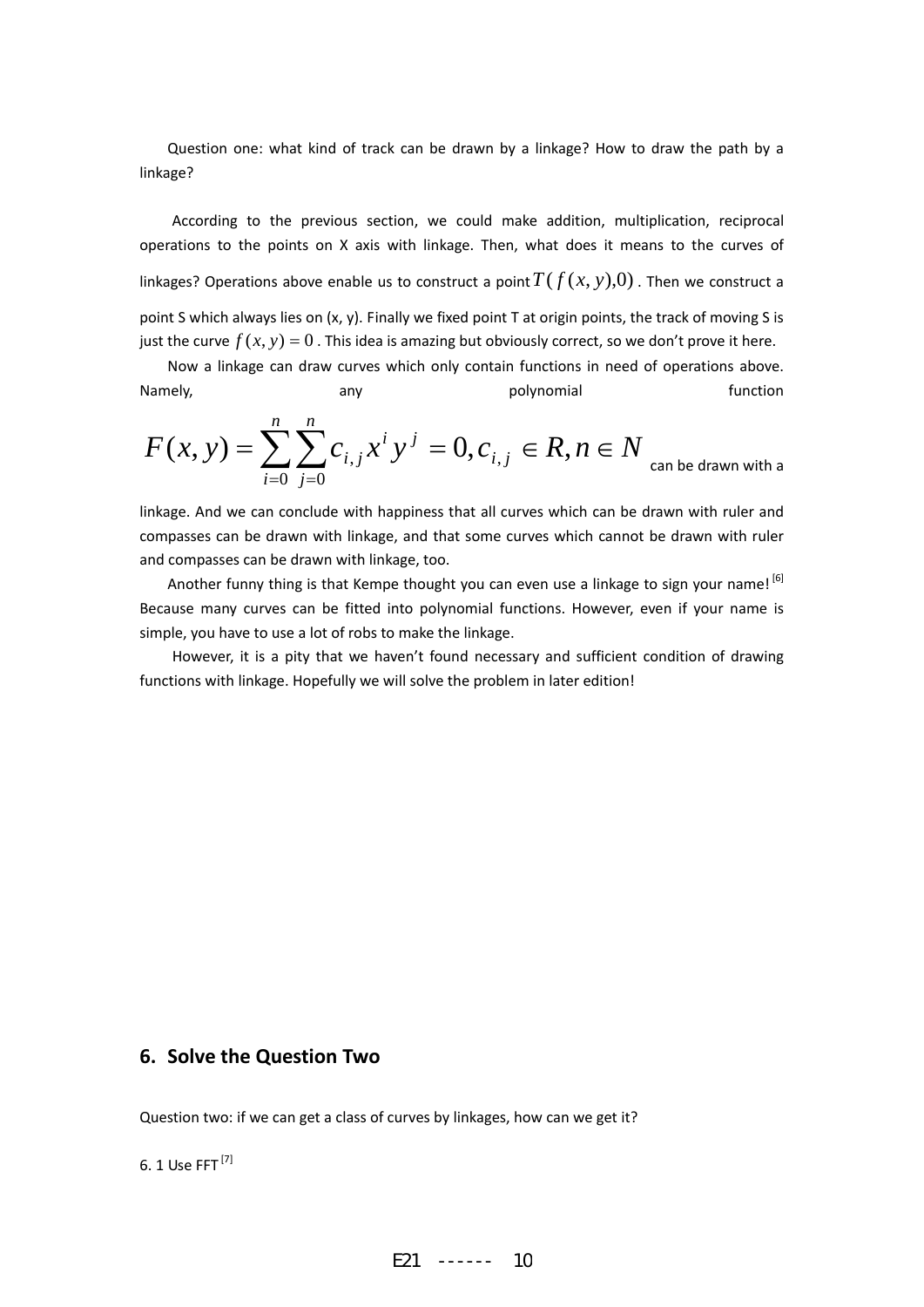Question one: what kind of track can be drawn by a linkage? How to draw the path by a linkage?

According to the previous section, we could make addition, multiplication, reciprocal operations to the points on X axis with linkage. Then, what does it means to the curves of linkages? Operations above enable us to construct a point $T(f(x,y),0)$. Then we construct a point S which always lies on (x, y). Finally we fixed point T at origin points, the track of moving S is just the curve $f(x,y)=0$. This idea is amazing but obviously correct, so we don't prove it here.

Now a linkage can draw curves which only contain functions in need of operations above. Namely, any polynomial function $F(x,y)=\sum_{i=0}^{n}\sum_{j=0}^{n}c_{i,j}x^{i}y^{j}=0, c_{i,j}\in R, n\in N$ can be drawn with a linkage. And we can conclude with happiness that all curves which can be drawn with ruler and compasses can be drawn with linkage, and that some curves which cannot be drawn with ruler and compasses can be drawn with linkage, too.

Another funny thing is that Kempe thought you can even use a linkage to sign your name! [6] Because many curves can be fitted into polynomial functions. However, even if your name is simple, you have to use a lot of robs to make the linkage.

However, it is a pity that we haven't found necessary and sufficient condition of drawing functions with linkage. Hopefully we will solve the problem in later edition!

## 6. Solve the Question Two

Question two: if we can get a class of curves by linkages, how can we get it?

6. 1 Use FFT [7]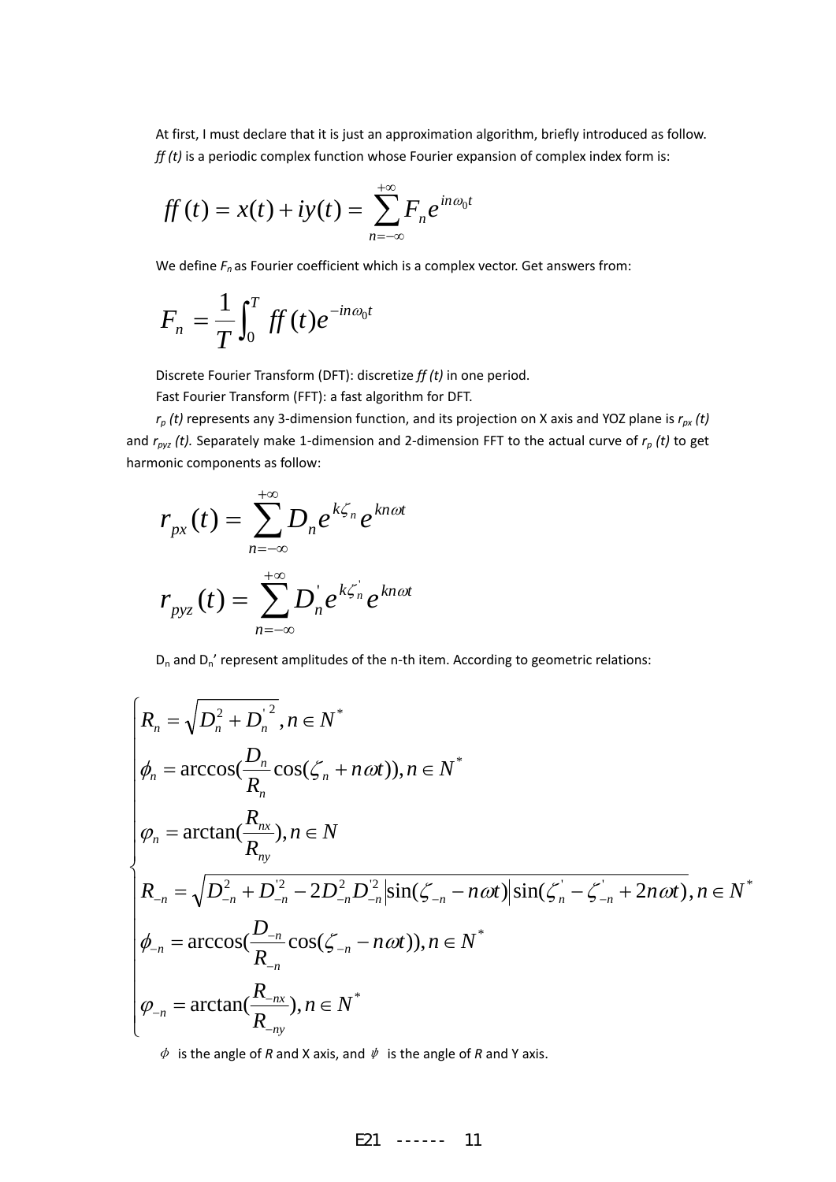At first, I must declare that it is just an approximation algorithm, briefly introduced as follow.

*ff (t)* is a periodic complex function whose Fourier expansion of complex index form is:

$$ff(t) = x(t) + iy(t) = \sum_{n=-\infty}^{+\infty} F_n e^{in\omega_0 t}$$

We define $F_n$ as Fourier coefficient which is a complex vector. Get answers from:

$$F_n = \frac{1}{T}\int_0^T ff(t) e^{-in\omega_0 t}$$

Discrete Fourier Transform (DFT): discretize *ff (t)* in one period.

Fast Fourier Transform (FFT): a fast algorithm for DFT.

$r_p(t)$ represents any 3-dimension function, and its projection on X axis and YOZ plane is $r_{px}(t)$ and $r_{pyz}(t)$. Separately make 1-dimension and 2-dimension FFT to the actual curve of $r_p(t)$ to get harmonic components as follow:

$$r_{px}(t) = \sum_{n=-\infty}^{+\infty} D_n e^{k\zeta_n} e^{kn\omega t}$$

$$r_{pyz}(t) = \sum_{n=-\infty}^{+\infty} D_n^{'} e^{k\zeta_n^{'}} e^{kn\omega t}$$

$D_n$ and $D_n$' represent amplitudes of the n-th item. According to geometric relations:

$$\begin{cases} R_n = \sqrt{D_n^2 + D_n^{'2}}, n \in N^* \\ \phi_n = \arccos(\dfrac{D_n}{R_n}\cos(\zeta_n + n\omega t)), n \in N^* \\ \varphi_n = \arctan(\dfrac{R_{nx}}{R_{ny}}), n \in N \\ R_{-n} = \sqrt{D_{-n}^2 + D_{-n}^{'2} - 2D_{-n}^2 D_{-n}^{'2}\left|\sin(\zeta_{-n} - n\omega t)\right|\sin(\zeta_n^{'} - \zeta_{-n}^{'} + 2n\omega t)}, n \in N^* \\ \phi_{-n} = \arccos(\dfrac{D_{-n}}{R_{-n}}\cos(\zeta_{-n} - n\omega t)), n \in N^* \\ \varphi_{-n} = \arctan(\dfrac{R_{-nx}}{R_{-ny}}), n \in N^* \end{cases}$$

$\phi$ is the angle of *R* and X axis, and $\psi$ is the angle of *R* and Y axis.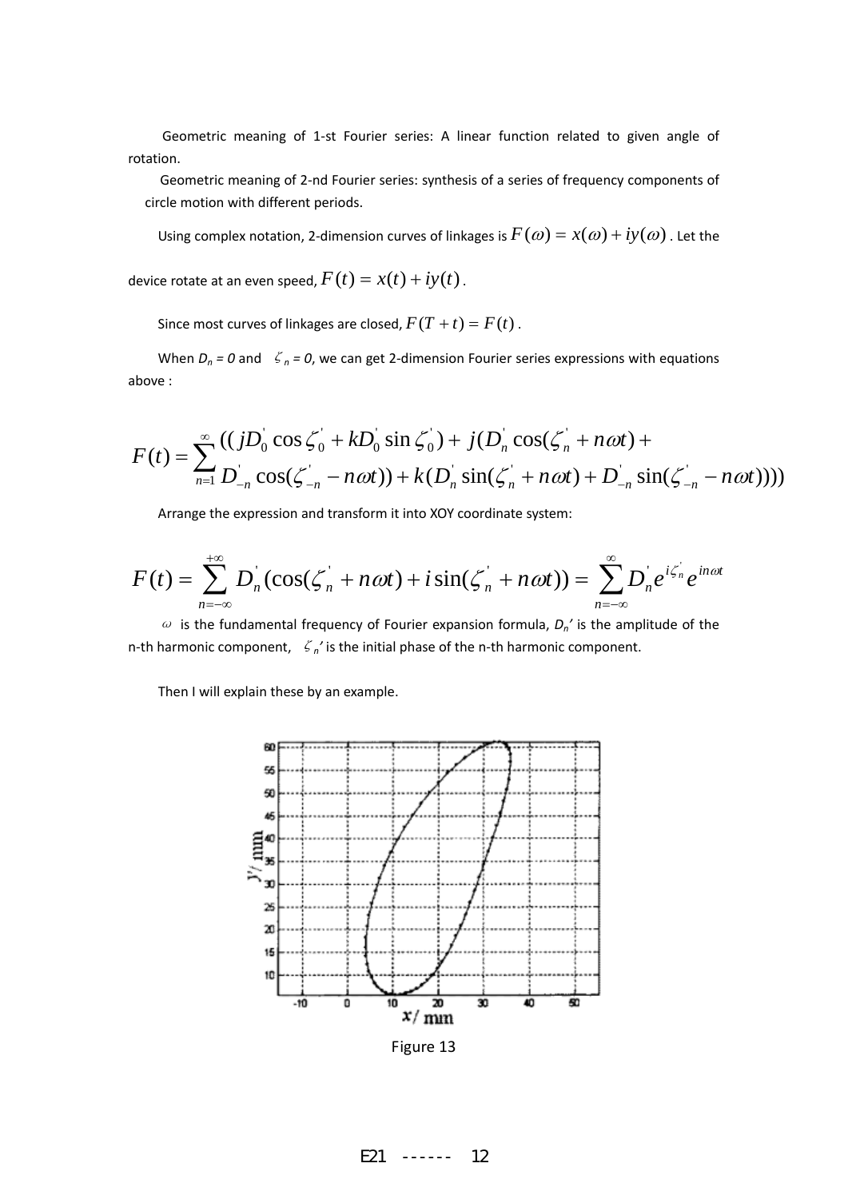Geometric meaning of 1-st Fourier series: A linear function related to given angle of rotation.

Geometric meaning of 2-nd Fourier series: synthesis of a series of frequency components of circle motion with different periods.

Using complex notation, 2-dimension curves of linkages is $F(\omega) = x(\omega) + iy(\omega)$. Let the device rotate at an even speed, $F(t) = x(t) + iy(t)$.

Since most curves of linkages are closed, $F(T + t) = F(t)$.

When $D_n = 0$ and $\zeta_n = 0$, we can get 2-dimension Fourier series expressions with equations above :

$$F(t) = \sum_{n=1}^{\infty} \begin{matrix} ((jD_0^{'} \cos \zeta_0^{'} + kD_0^{'} \sin \zeta_0^{'}) + j(D_n^{'} \cos(\zeta_n^{'} + n\omega t) + \\ D_{-n}^{'} \cos(\zeta_{-n}^{'} - n\omega t)) + k(D_n^{'} \sin(\zeta_n^{'} + n\omega t) + D_{-n}^{'} \sin(\zeta_{-n}^{'} - n\omega t)))) \end{matrix}$$

Arrange the expression and transform it into XOY coordinate system:

$$F(t) = \sum_{n=-\infty}^{+\infty} D_n^{'} (\cos(\zeta_n^{'} + n\omega t) + i \sin(\zeta_n^{'} + n\omega t)) = \sum_{n=-\infty}^{\infty} D_n^{'} e^{i\zeta_n^{'}} e^{in\omega t}$$

$\omega$ is the fundamental frequency of Fourier expansion formula, $D_n'$ is the amplitude of the n-th harmonic component, $\zeta_n'$ is the initial phase of the n-th harmonic component.

Then I will explain these by an example.

Figure 13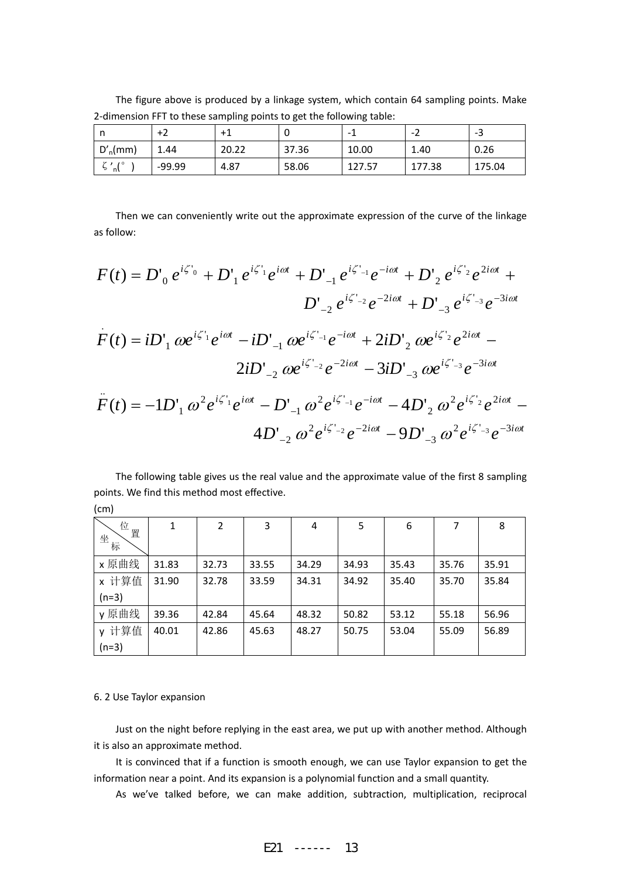The figure above is produced by a linkage system, which contain 64 sampling points. Make 2-dimension FFT to these sampling points to get the following table:

| n | +2 | +1 | 0 | -1 | -2 | -3 |
|---|---|---|---|---|---|---|
| $D'_n$(mm) | 1.44 | 20.22 | 37.36 | 10.00 | 1.40 | 0.26 |
| $\zeta'_n$(°) | -99.99 | 4.87 | 58.06 | 127.57 | 177.38 | 175.04 |

Then we can conveniently write out the approximate expression of the curve of the linkage as follow:

$$F(t) = D'_0 e^{i\zeta'_0} + D'_1 e^{i\zeta'_1} e^{i\omega t} + D'_{-1} e^{i\zeta'_{-1}} e^{-i\omega t} + D'_2 e^{i\zeta'_2} e^{2i\omega t} + D'_{-2} e^{i\zeta'_{-2}} e^{-2i\omega t} + D'_{-3} e^{i\zeta'_{-3}} e^{-3i\omega t}$$

$$\dot{F}(t) = iD'_1 \omega e^{i\zeta'_1} e^{i\omega t} - iD'_{-1} \omega e^{i\zeta'_{-1}} e^{-i\omega t} + 2iD'_2 \omega e^{i\zeta'_2} e^{2i\omega t} - 2iD'_{-2} \omega e^{i\zeta'_{-2}} e^{-2i\omega t} - 3iD'_{-3} \omega e^{i\zeta'_{-3}} e^{-3i\omega t}$$

$$\ddot{F}(t) = -1D'_1 \omega^2 e^{i\zeta'_1} e^{i\omega t} - D'_{-1} \omega^2 e^{i\zeta'_{-1}} e^{-i\omega t} - 4D'_2 \omega^2 e^{i\zeta'_2} e^{2i\omega t} - 4D'_{-2} \omega^2 e^{i\zeta'_{-2}} e^{-2i\omega t} - 9D'_{-3} \omega^2 e^{i\zeta'_{-3}} e^{-3i\omega t}$$

The following table gives us the real value and the approximate value of the first 8 sampling points. We find this method most effective.

(cm)

| 坐标 \ 位置 | 1 | 2 | 3 | 4 | 5 | 6 | 7 | 8 |
|---|---|---|---|---|---|---|---|---|
| x 原曲线 | 31.83 | 32.73 | 33.55 | 34.29 | 34.93 | 35.43 | 35.76 | 35.91 |
| x 计算值 (n=3) | 31.90 | 32.78 | 33.59 | 34.31 | 34.92 | 35.40 | 35.70 | 35.84 |
| y 原曲线 | 39.36 | 42.84 | 45.64 | 48.32 | 50.82 | 53.12 | 55.18 | 56.96 |
| y 计算值 (n=3) | 40.01 | 42.86 | 45.63 | 48.27 | 50.75 | 53.04 | 55.09 | 56.89 |

### 6. 2 Use Taylor expansion

Just on the night before replying in the east area, we put up with another method. Although it is also an approximate method.

It is convinced that if a function is smooth enough, we can use Taylor expansion to get the information near a point. And its expansion is a polynomial function and a small quantity.

As we've talked before, we can make addition, subtraction, multiplication, reciprocal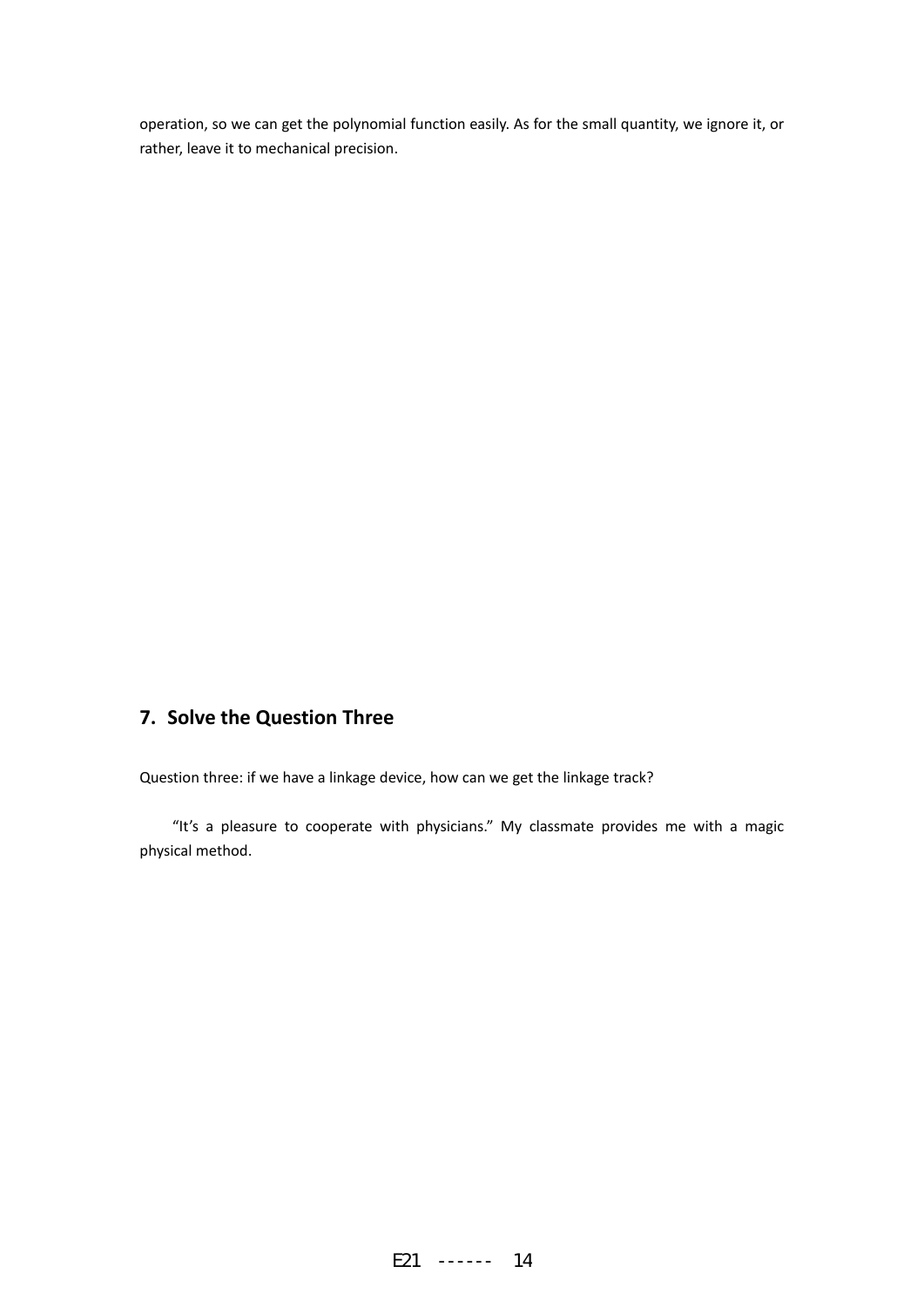operation, so we can get the polynomial function easily. As for the small quantity, we ignore it, or rather, leave it to mechanical precision.

## 7. Solve the Question Three

Question three: if we have a linkage device, how can we get the linkage track?

"It's a pleasure to cooperate with physicians." My classmate provides me with a magic physical method.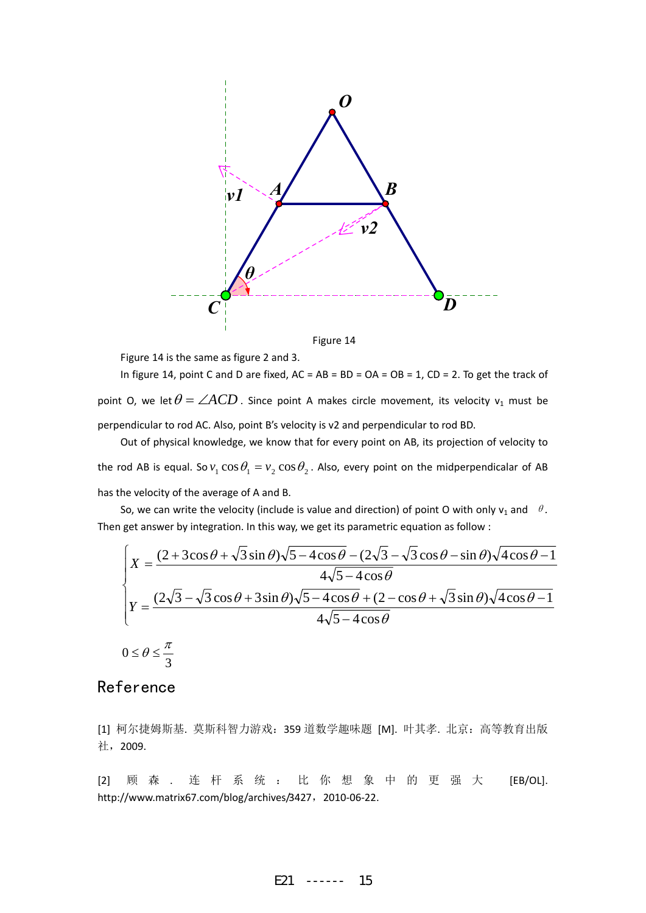Figure 14

Figure 14 is the same as figure 2 and 3.

In figure 14, point C and D are fixed, AC = AB = BD = OA = OB = 1, CD = 2. To get the track of point O, we let $\theta = \angle ACD$. Since point A makes circle movement, its velocity $v_1$ must be perpendicular to rod AC. Also, point B's velocity is v2 and perpendicular to rod BD.

Out of physical knowledge, we know that for every point on AB, its projection of velocity to the rod AB is equal. So $v_1 \cos\theta_1 = v_2 \cos\theta_2$. Also, every point on the midperpendicalar of AB has the velocity of the average of A and B.

So, we can write the velocity (include is value and direction) of point O with only $v_1$ and $\theta$. Then get answer by integration. In this way, we get its parametric equation as follow :

$$
\begin{cases}
X = \dfrac{(2+3\cos\theta+\sqrt{3}\sin\theta)\sqrt{5-4\cos\theta}-(2\sqrt{3}-\sqrt{3}\cos\theta-\sin\theta)\sqrt{4\cos\theta-1}}{4\sqrt{5-4\cos\theta}} \\
Y = \dfrac{(2\sqrt{3}-\sqrt{3}\cos\theta+3\sin\theta)\sqrt{5-4\cos\theta}+(2-\cos\theta+\sqrt{3}\sin\theta)\sqrt{4\cos\theta-1}}{4\sqrt{5-4\cos\theta}}
\end{cases}
$$

$$0 \le \theta \le \frac{\pi}{3}$$

## Reference

[1] 柯尔捷姆斯基. 莫斯科智力游戏：359 道数学趣味题 [M]. 叶其孝. 北京：高等教育出版社，2009.

[2] 顾森. 连杆系统：比你想象中的更强大 [EB/OL]. http://www.matrix67.com/blog/archives/3427，2010-06-22.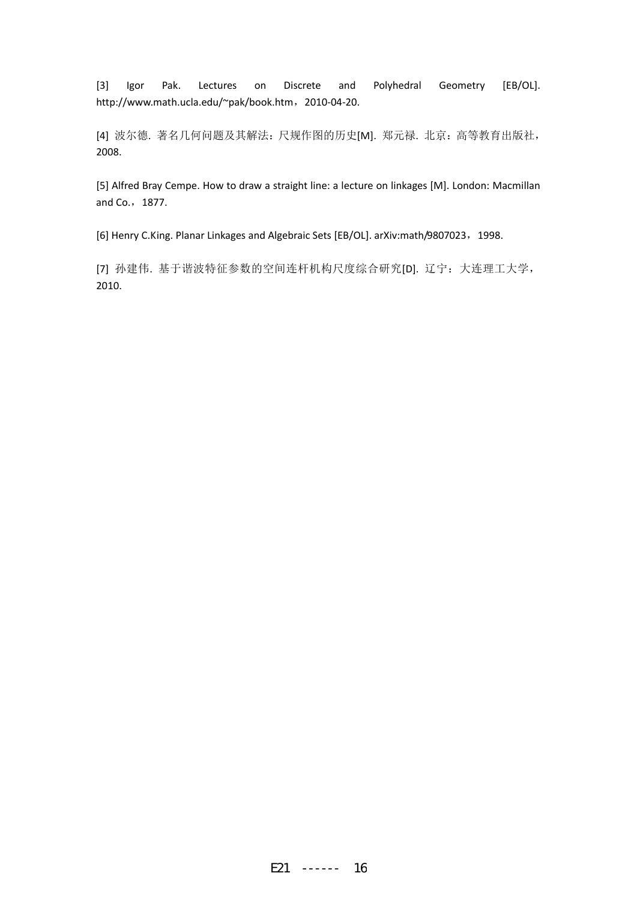[3] Igor Pak. Lectures on Discrete and Polyhedral Geometry [EB/OL]. http://www.math.ucla.edu/~pak/book.htm，2010-04-20.

[4] 波尔德. 著名几何问题及其解法：尺规作图的历史[M]. 郑元禄. 北京：高等教育出版社，2008.

[5] Alfred Bray Cempe. How to draw a straight line: a lecture on linkages [M]. London: Macmillan and Co.，1877.

[6] Henry C.King. Planar Linkages and Algebraic Sets [EB/OL]. arXiv:math/9807023，1998.

[7] 孙建伟. 基于谐波特征参数的空间连杆机构尺度综合研究[D]. 辽宁：大连理工大学，2010.